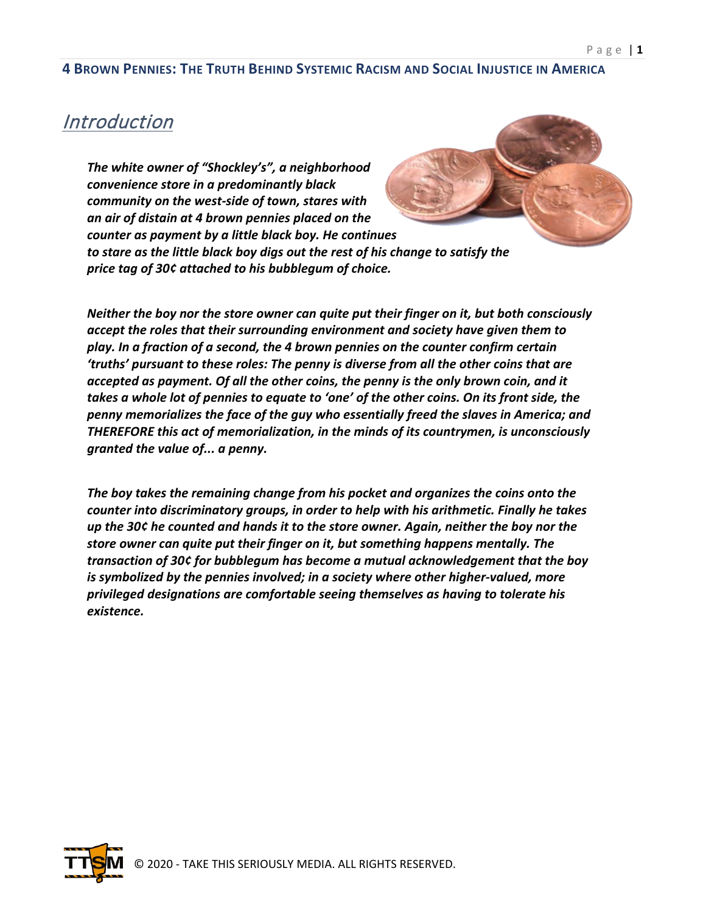# 4 Brown Pennies: The Truth Behind Systemic Racism and Social Injustice in America

## Introduction

***The white owner of "Shockley's", a neighborhood convenience store in a predominantly black community on the west-side of town, stares with an air of distain at 4 brown pennies placed on the counter as payment by a little black boy. He continues to stare as the little black boy digs out the rest of his change to satisfy the price tag of 30¢ attached to his bubblegum of choice.***

***Neither the boy nor the store owner can quite put their finger on it, but both consciously accept the roles that their surrounding environment and society have given them to play. In a fraction of a second, the 4 brown pennies on the counter confirm certain 'truths' pursuant to these roles: The penny is diverse from all the other coins that are accepted as payment. Of all the other coins, the penny is the only brown coin, and it takes a whole lot of pennies to equate to 'one' of the other coins. On its front side, the penny memorializes the face of the guy who essentially freed the slaves in America; and THEREFORE this act of memorialization, in the minds of its countrymen, is unconsciously granted the value of... a penny.***

***The boy takes the remaining change from his pocket and organizes the coins onto the counter into discriminatory groups, in order to help with his arithmetic. Finally he takes up the 30¢ he counted and hands it to the store owner. Again, neither the boy nor the store owner can quite put their finger on it, but something happens mentally. The transaction of 30¢ for bubblegum has become a mutual acknowledgement that the boy is symbolized by the pennies involved; in a society where other higher-valued, more privileged designations are comfortable seeing themselves as having to tolerate his existence.***

© 2020 - TAKE THIS SERIOUSLY MEDIA. ALL RIGHTS RESERVED.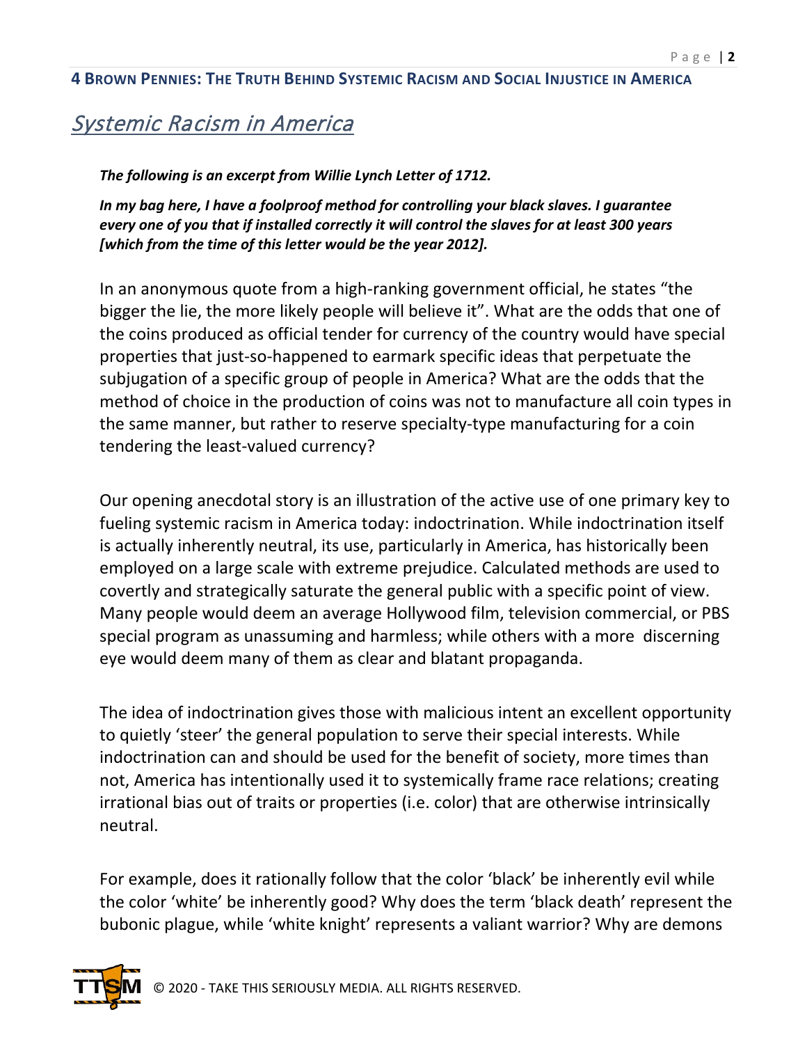## Systemic Racism in America

***The following is an excerpt from Willie Lynch Letter of 1712.***

***In my bag here, I have a foolproof method for controlling your black slaves. I guarantee every one of you that if installed correctly it will control the slaves for at least 300 years [which from the time of this letter would be the year 2012].***

In an anonymous quote from a high-ranking government official, he states "the bigger the lie, the more likely people will believe it". What are the odds that one of the coins produced as official tender for currency of the country would have special properties that just-so-happened to earmark specific ideas that perpetuate the subjugation of a specific group of people in America? What are the odds that the method of choice in the production of coins was not to manufacture all coin types in the same manner, but rather to reserve specialty-type manufacturing for a coin tendering the least-valued currency?

Our opening anecdotal story is an illustration of the active use of one primary key to fueling systemic racism in America today: indoctrination. While indoctrination itself is actually inherently neutral, its use, particularly in America, has historically been employed on a large scale with extreme prejudice. Calculated methods are used to covertly and strategically saturate the general public with a specific point of view. Many people would deem an average Hollywood film, television commercial, or PBS special program as unassuming and harmless; while others with a more discerning eye would deem many of them as clear and blatant propaganda.

The idea of indoctrination gives those with malicious intent an excellent opportunity to quietly 'steer' the general population to serve their special interests. While indoctrination can and should be used for the benefit of society, more times than not, America has intentionally used it to systemically frame race relations; creating irrational bias out of traits or properties (i.e. color) that are otherwise intrinsically neutral.

For example, does it rationally follow that the color 'black' be inherently evil while the color 'white' be inherently good? Why does the term 'black death' represent the bubonic plague, while 'white knight' represents a valiant warrior? Why are demons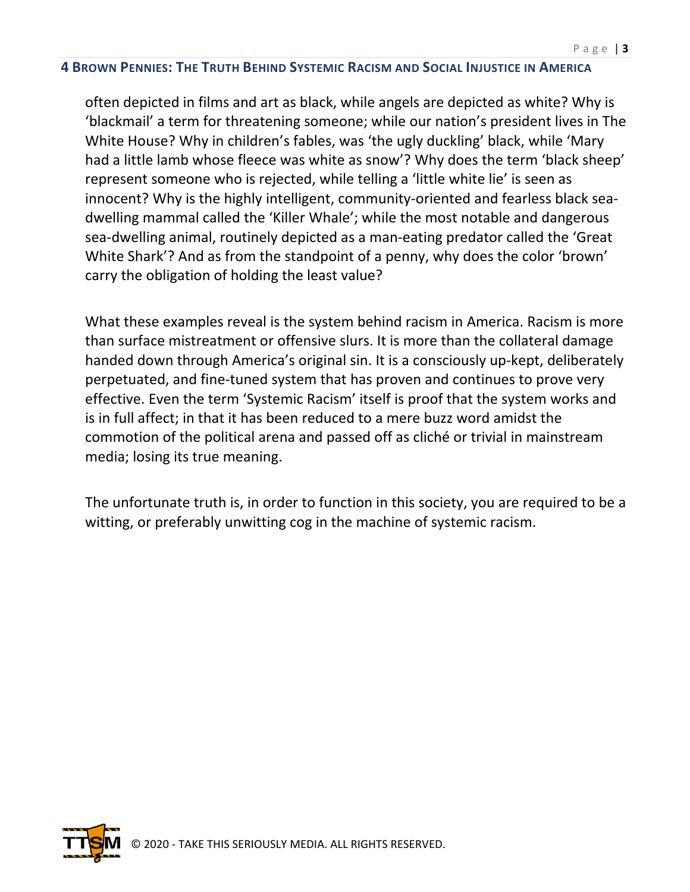often depicted in films and art as black, while angels are depicted as white? Why is 'blackmail' a term for threatening someone; while our nation's president lives in The White House? Why in children's fables, was 'the ugly duckling' black, while 'Mary had a little lamb whose fleece was white as snow'? Why does the term 'black sheep' represent someone who is rejected, while telling a 'little white lie' is seen as innocent? Why is the highly intelligent, community-oriented and fearless black sea-dwelling mammal called the 'Killer Whale'; while the most notable and dangerous sea-dwelling animal, routinely depicted as a man-eating predator called the 'Great White Shark'? And as from the standpoint of a penny, why does the color 'brown' carry the obligation of holding the least value?

What these examples reveal is the system behind racism in America. Racism is more than surface mistreatment or offensive slurs. It is more than the collateral damage handed down through America's original sin. It is a consciously up-kept, deliberately perpetuated, and fine-tuned system that has proven and continues to prove very effective. Even the term 'Systemic Racism' itself is proof that the system works and is in full affect; in that it has been reduced to a mere buzz word amidst the commotion of the political arena and passed off as cliché or trivial in mainstream media; losing its true meaning.

The unfortunate truth is, in order to function in this society, you are required to be a witting, or preferably unwitting cog in the machine of systemic racism.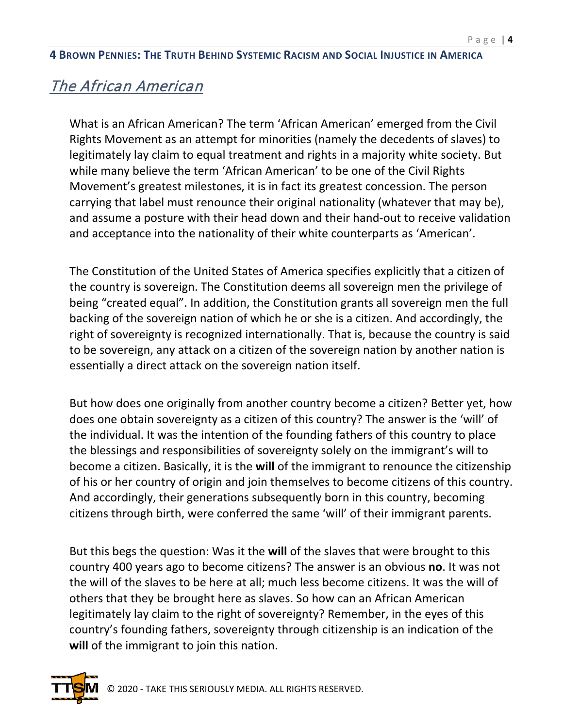## The African American

What is an African American? The term 'African American' emerged from the Civil Rights Movement as an attempt for minorities (namely the decedents of slaves) to legitimately lay claim to equal treatment and rights in a majority white society. But while many believe the term 'African American' to be one of the Civil Rights Movement's greatest milestones, it is in fact its greatest concession. The person carrying that label must renounce their original nationality (whatever that may be), and assume a posture with their head down and their hand-out to receive validation and acceptance into the nationality of their white counterparts as 'American'.

The Constitution of the United States of America specifies explicitly that a citizen of the country is sovereign. The Constitution deems all sovereign men the privilege of being "created equal". In addition, the Constitution grants all sovereign men the full backing of the sovereign nation of which he or she is a citizen. And accordingly, the right of sovereignty is recognized internationally. That is, because the country is said to be sovereign, any attack on a citizen of the sovereign nation by another nation is essentially a direct attack on the sovereign nation itself.

But how does one originally from another country become a citizen? Better yet, how does one obtain sovereignty as a citizen of this country? The answer is the 'will' of the individual. It was the intention of the founding fathers of this country to place the blessings and responsibilities of sovereignty solely on the immigrant's will to become a citizen. Basically, it is the **will** of the immigrant to renounce the citizenship of his or her country of origin and join themselves to become citizens of this country. And accordingly, their generations subsequently born in this country, becoming citizens through birth, were conferred the same 'will' of their immigrant parents.

But this begs the question: Was it the **will** of the slaves that were brought to this country 400 years ago to become citizens? The answer is an obvious **no**. It was not the will of the slaves to be here at all; much less become citizens. It was the will of others that they be brought here as slaves. So how can an African American legitimately lay claim to the right of sovereignty? Remember, in the eyes of this country's founding fathers, sovereignty through citizenship is an indication of the **will** of the immigrant to join this nation.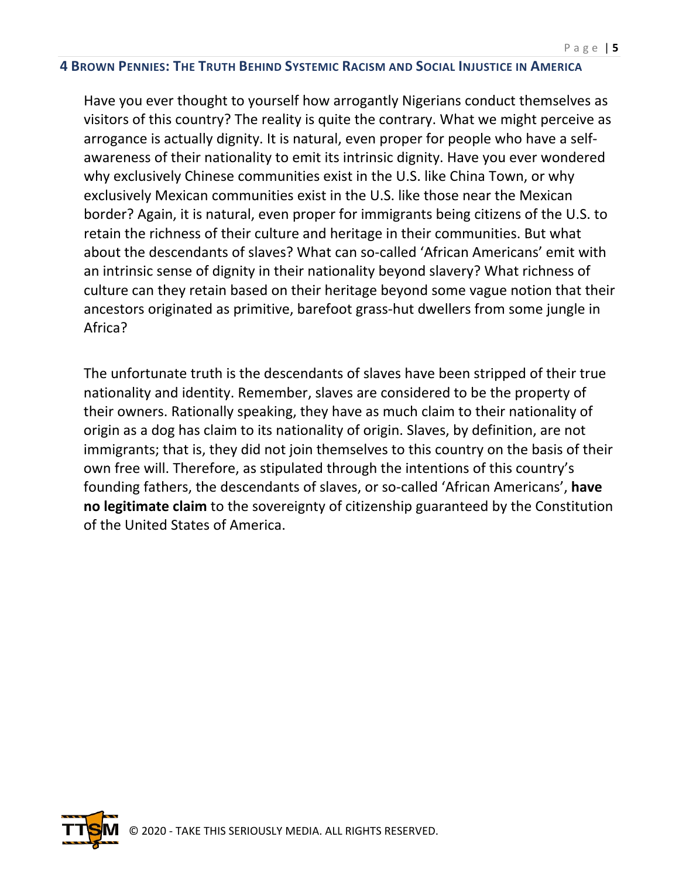Have you ever thought to yourself how arrogantly Nigerians conduct themselves as visitors of this country? The reality is quite the contrary. What we might perceive as arrogance is actually dignity. It is natural, even proper for people who have a self-awareness of their nationality to emit its intrinsic dignity. Have you ever wondered why exclusively Chinese communities exist in the U.S. like China Town, or why exclusively Mexican communities exist in the U.S. like those near the Mexican border? Again, it is natural, even proper for immigrants being citizens of the U.S. to retain the richness of their culture and heritage in their communities. But what about the descendants of slaves? What can so-called 'African Americans' emit with an intrinsic sense of dignity in their nationality beyond slavery? What richness of culture can they retain based on their heritage beyond some vague notion that their ancestors originated as primitive, barefoot grass-hut dwellers from some jungle in Africa?

The unfortunate truth is the descendants of slaves have been stripped of their true nationality and identity. Remember, slaves are considered to be the property of their owners. Rationally speaking, they have as much claim to their nationality of origin as a dog has claim to its nationality of origin. Slaves, by definition, are not immigrants; that is, they did not join themselves to this country on the basis of their own free will. Therefore, as stipulated through the intentions of this country's founding fathers, the descendants of slaves, or so-called 'African Americans', **have no legitimate claim** to the sovereignty of citizenship guaranteed by the Constitution of the United States of America.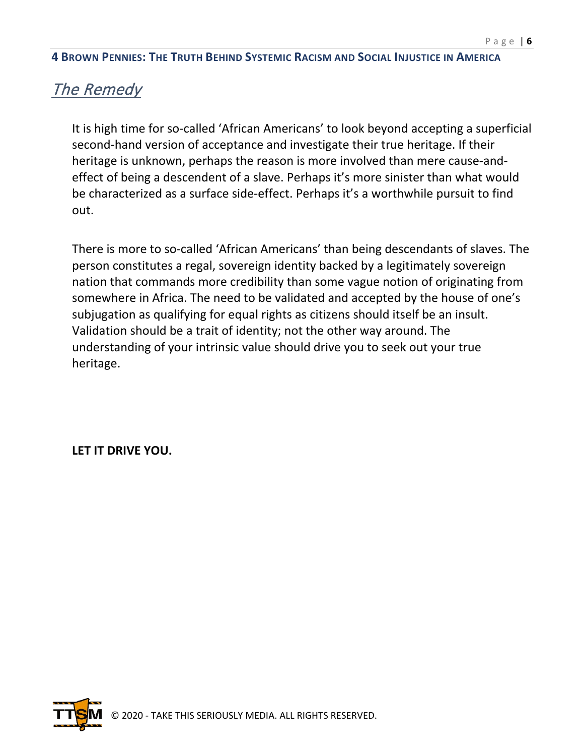## *The Remedy*

It is high time for so-called 'African Americans' to look beyond accepting a superficial second-hand version of acceptance and investigate their true heritage. If their heritage is unknown, perhaps the reason is more involved than mere cause-and-effect of being a descendent of a slave. Perhaps it's more sinister than what would be characterized as a surface side-effect. Perhaps it's a worthwhile pursuit to find out.

There is more to so-called 'African Americans' than being descendants of slaves. The person constitutes a regal, sovereign identity backed by a legitimately sovereign nation that commands more credibility than some vague notion of originating from somewhere in Africa. The need to be validated and accepted by the house of one's subjugation as qualifying for equal rights as citizens should itself be an insult. Validation should be a trait of identity; not the other way around. The understanding of your intrinsic value should drive you to seek out your true heritage.

**LET IT DRIVE YOU.**

© 2020 - TAKE THIS SERIOUSLY MEDIA. ALL RIGHTS RESERVED.